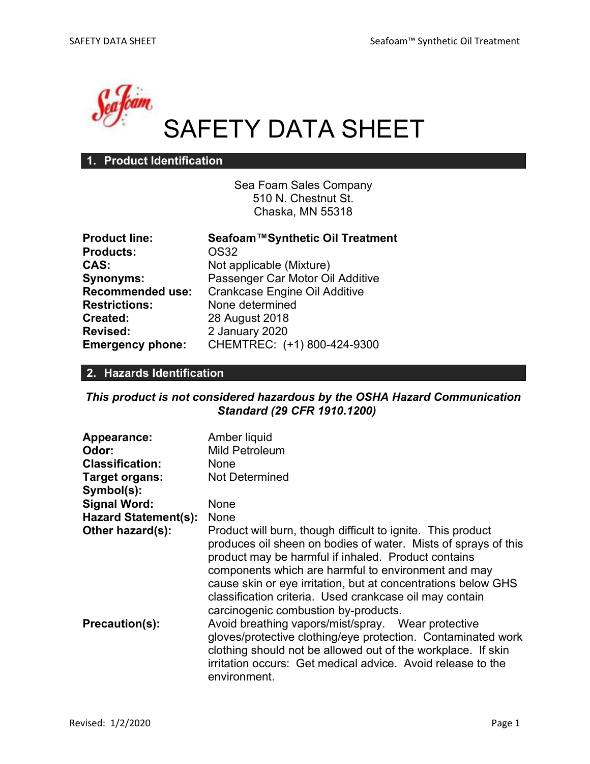# SAFETY DATA SHEET

## 1. Product Identification

Sea Foam Sales Company
510 N. Chestnut St.
Chaska, MN 55318

| | |
|---|---|
| **Product line:** | **Seafoam™Synthetic Oil Treatment** |
| **Products:** | OS32 |
| **CAS:** | Not applicable (Mixture) |
| **Synonyms:** | Passenger Car Motor Oil Additive |
| **Recommended use:** | Crankcase Engine Oil Additive |
| **Restrictions:** | None determined |
| **Created:** | 28 August 2018 |
| **Revised:** | 2 January 2020 |
| **Emergency phone:** | CHEMTREC: (+1) 800-424-9300 |

## 2. Hazards Identification

***This product is not considered hazardous by the OSHA Hazard Communication Standard (29 CFR 1910.1200)***

| | |
|---|---|
| **Appearance:** | Amber liquid |
| **Odor:** | Mild Petroleum |
| **Classification:** | None |
| **Target organs:** | Not Determined |
| **Symbol(s):** | |
| **Signal Word:** | None |
| **Hazard Statement(s):** | None |
| **Other hazard(s):** | Product will burn, though difficult to ignite. This product produces oil sheen on bodies of water. Mists of sprays of this product may be harmful if inhaled. Product contains components which are harmful to environment and may cause skin or eye irritation, but at concentrations below GHS classification criteria. Used crankcase oil may contain carcinogenic combustion by-products. |
| **Precaution(s):** | Avoid breathing vapors/mist/spray. Wear protective gloves/protective clothing/eye protection. Contaminated work clothing should not be allowed out of the workplace. If skin irritation occurs: Get medical advice. Avoid release to the environment. |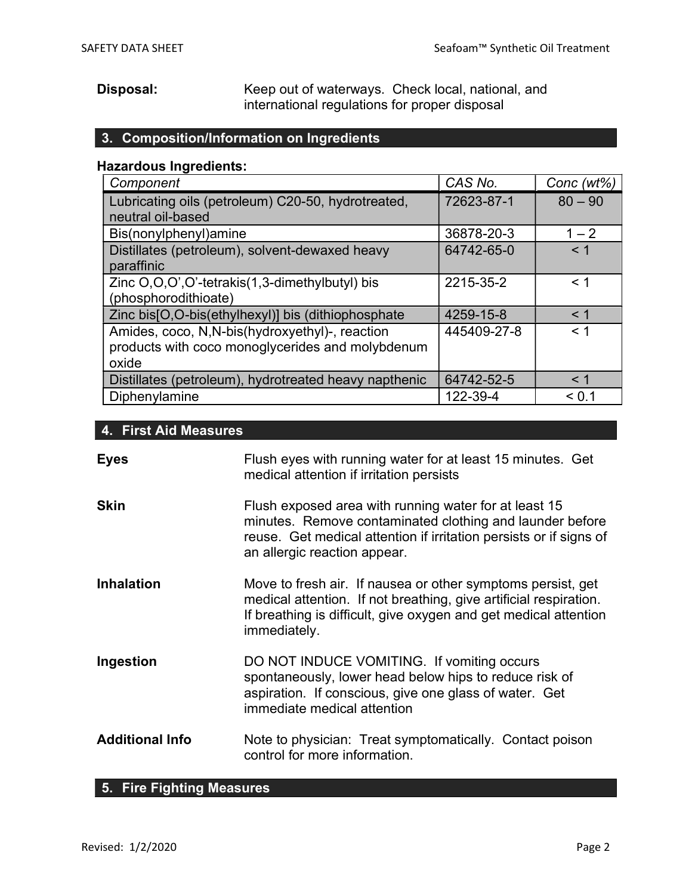**Disposal:** Keep out of waterways. Check local, national, and international regulations for proper disposal

## 3. Composition/Information on Ingredients

**Hazardous Ingredients:**

| Component | CAS No. | Conc (wt%) |
| --- | --- | --- |
| Lubricating oils (petroleum) C20-50, hydrotreated, neutral oil-based | 72623-87-1 | 80 – 90 |
| Bis(nonylphenyl)amine | 36878-20-3 | 1 – 2 |
| Distillates (petroleum), solvent-dewaxed heavy paraffinic | 64742-65-0 | < 1 |
| Zinc O,O,O',O'-tetrakis(1,3-dimethylbutyl) bis (phosphorodithioate) | 2215-35-2 | < 1 |
| Zinc bis[O,O-bis(ethylhexyl)] bis (dithiophosphate | 4259-15-8 | < 1 |
| Amides, coco, N,N-bis(hydroxyethyl)-, reaction products with coco monoglycerides and molybdenum oxide | 445409-27-8 | < 1 |
| Distillates (petroleum), hydrotreated heavy napthenic | 64742-52-5 | < 1 |
| Diphenylamine | 122-39-4 | < 0.1 |

## 4. First Aid Measures

**Eyes**
Flush eyes with running water for at least 15 minutes. Get medical attention if irritation persists

**Skin**
Flush exposed area with running water for at least 15 minutes. Remove contaminated clothing and launder before reuse. Get medical attention if irritation persists or if signs of an allergic reaction appear.

**Inhalation**
Move to fresh air. If nausea or other symptoms persist, get medical attention. If not breathing, give artificial respiration. If breathing is difficult, give oxygen and get medical attention immediately.

**Ingestion**
DO NOT INDUCE VOMITING. If vomiting occurs spontaneously, lower head below hips to reduce risk of aspiration. If conscious, give one glass of water. Get immediate medical attention

**Additional Info**
Note to physician: Treat symptomatically. Contact poison control for more information.

## 5. Fire Fighting Measures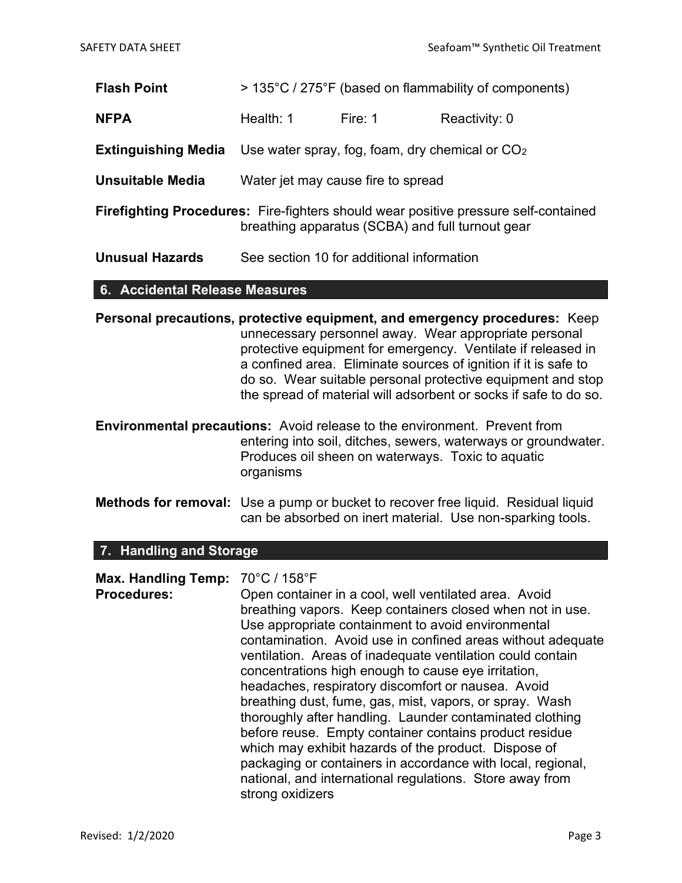**Flash Point** > 135°C / 275°F (based on flammability of components)

| | | | |
|---|---|---|---|
| **NFPA** | Health: 1 | Fire: 1 | Reactivity: 0 |

**Extinguishing Media** Use water spray, fog, foam, dry chemical or $CO_2$

**Unsuitable Media** Water jet may cause fire to spread

**Firefighting Procedures:** Fire-fighters should wear positive pressure self-contained breathing apparatus (SCBA) and full turnout gear

**Unusual Hazards** See section 10 for additional information

## 6. Accidental Release Measures

**Personal precautions, protective equipment, and emergency procedures:** Keep unnecessary personnel away. Wear appropriate personal protective equipment for emergency. Ventilate if released in a confined area. Eliminate sources of ignition if it is safe to do so. Wear suitable personal protective equipment and stop the spread of material will adsorbent or socks if safe to do so.

**Environmental precautions:** Avoid release to the environment. Prevent from entering into soil, ditches, sewers, waterways or groundwater. Produces oil sheen on waterways. Toxic to aquatic organisms

**Methods for removal:** Use a pump or bucket to recover free liquid. Residual liquid can be absorbed on inert material. Use non-sparking tools.

## 7. Handling and Storage

**Max. Handling Temp:** 70°C / 158°F

**Procedures:** Open container in a cool, well ventilated area. Avoid breathing vapors. Keep containers closed when not in use. Use appropriate containment to avoid environmental contamination. Avoid use in confined areas without adequate ventilation. Areas of inadequate ventilation could contain concentrations high enough to cause eye irritation, headaches, respiratory discomfort or nausea. Avoid breathing dust, fume, gas, mist, vapors, or spray. Wash thoroughly after handling. Launder contaminated clothing before reuse. Empty container contains product residue which may exhibit hazards of the product. Dispose of packaging or containers in accordance with local, regional, national, and international regulations. Store away from strong oxidizers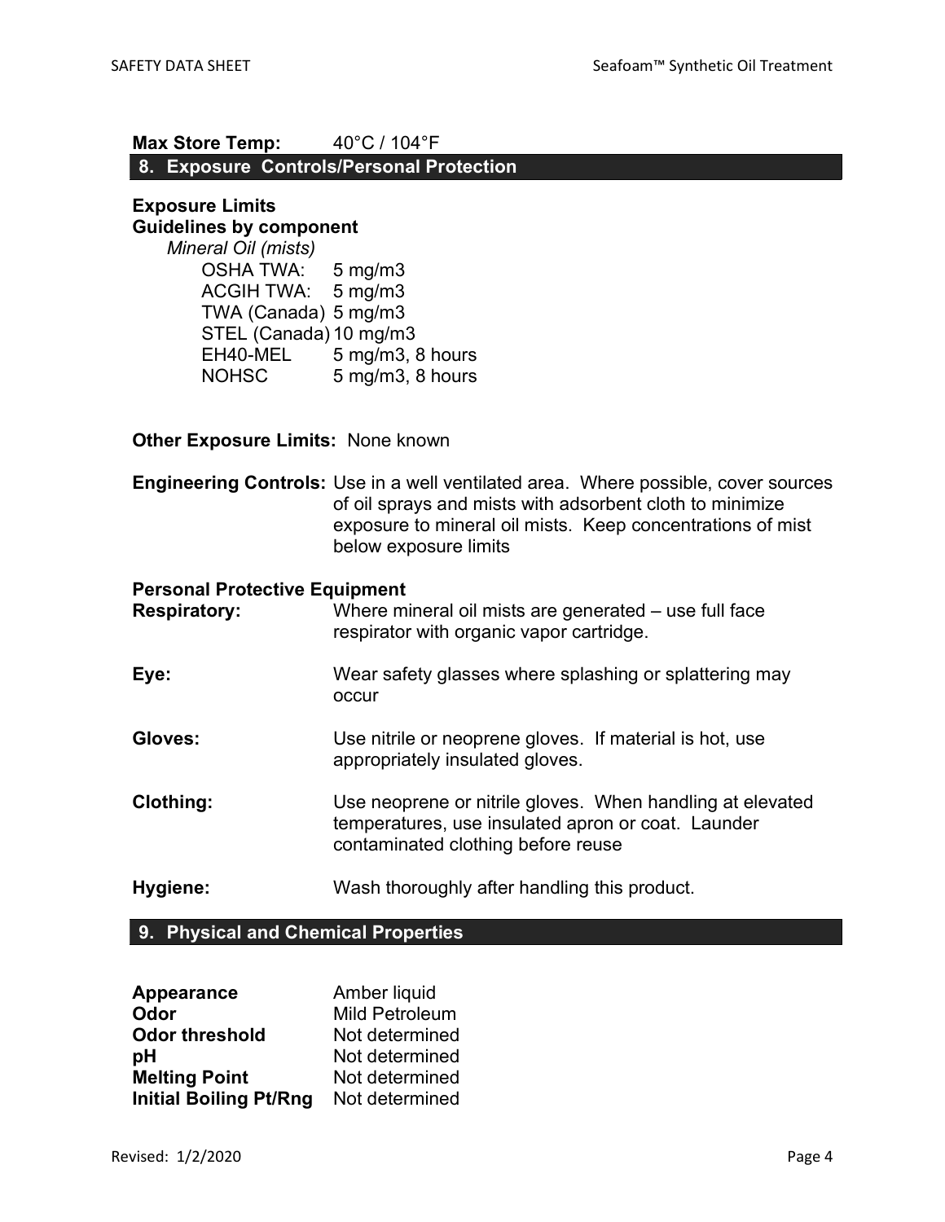**Max Store Temp:** 40°C / 104°F

## 8. Exposure Controls/Personal Protection

**Exposure Limits**
**Guidelines by component**

*Mineral Oil (mists)*

| | |
|---|---|
| OSHA TWA: | 5 mg/m3 |
| ACGIH TWA: | 5 mg/m3 |
| TWA (Canada) | 5 mg/m3 |
| STEL (Canada) | 10 mg/m3 |
| EH40-MEL | 5 mg/m3, 8 hours |
| NOHSC | 5 mg/m3, 8 hours |

**Other Exposure Limits:** None known

**Engineering Controls:** Use in a well ventilated area. Where possible, cover sources of oil sprays and mists with adsorbent cloth to minimize exposure to mineral oil mists. Keep concentrations of mist below exposure limits

**Personal Protective Equipment**

**Respiratory:** Where mineral oil mists are generated – use full face respirator with organic vapor cartridge.

**Eye:** Wear safety glasses where splashing or splattering may occur

**Gloves:** Use nitrile or neoprene gloves. If material is hot, use appropriately insulated gloves.

**Clothing:** Use neoprene or nitrile gloves. When handling at elevated temperatures, use insulated apron or coat. Launder contaminated clothing before reuse

**Hygiene:** Wash thoroughly after handling this product.

## 9. Physical and Chemical Properties

| | |
|---|---|
| **Appearance** | Amber liquid |
| **Odor** | Mild Petroleum |
| **Odor threshold** | Not determined |
| **pH** | Not determined |
| **Melting Point** | Not determined |
| **Initial Boiling Pt/Rng** | Not determined |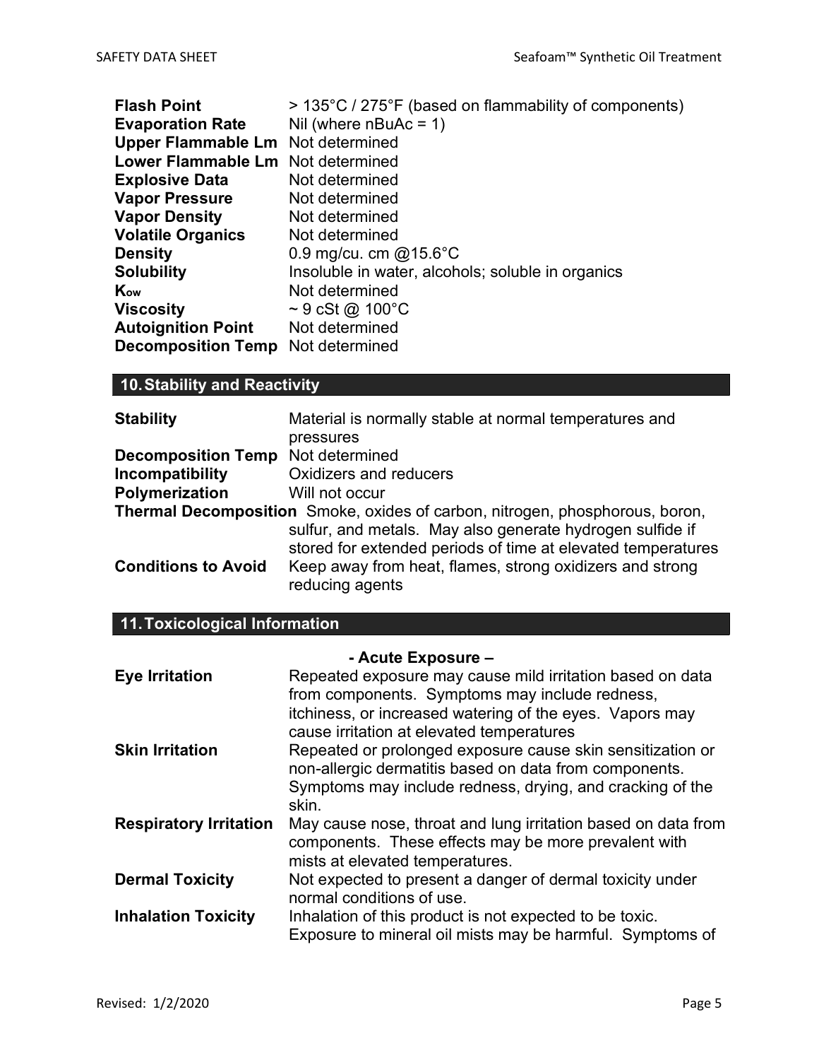| | |
|---|---|
| **Flash Point** | > 135°C / 275°F (based on flammability of components) |
| **Evaporation Rate** | Nil (where nBuAc = 1) |
| **Upper Flammable Lm** | Not determined |
| **Lower Flammable Lm** | Not determined |
| **Explosive Data** | Not determined |
| **Vapor Pressure** | Not determined |
| **Vapor Density** | Not determined |
| **Volatile Organics** | Not determined |
| **Density** | 0.9 mg/cu. cm @15.6°C |
| **Solubility** | Insoluble in water, alcohols; soluble in organics |
| **$K_{ow}$** | Not determined |
| **Viscosity** | ~ 9 cSt @ 100°C |
| **Autoignition Point** | Not determined |
| **Decomposition Temp** | Not determined |

## 10. Stability and Reactivity

| | |
|---|---|
| **Stability** | Material is normally stable at normal temperatures and pressures |
| **Decomposition Temp** | Not determined |
| **Incompatibility** | Oxidizers and reducers |
| **Polymerization** | Will not occur |
| **Thermal Decomposition** | Smoke, oxides of carbon, nitrogen, phosphorous, boron, sulfur, and metals. May also generate hydrogen sulfide if stored for extended periods of time at elevated temperatures |
| **Conditions to Avoid** | Keep away from heat, flames, strong oxidizers and strong reducing agents |

## 11. Toxicological Information

**- Acute Exposure –**

| | |
|---|---|
| **Eye Irritation** | Repeated exposure may cause mild irritation based on data from components. Symptoms may include redness, itchiness, or increased watering of the eyes. Vapors may cause irritation at elevated temperatures |
| **Skin Irritation** | Repeated or prolonged exposure cause skin sensitization or non-allergic dermatitis based on data from components. Symptoms may include redness, drying, and cracking of the skin. |
| **Respiratory Irritation** | May cause nose, throat and lung irritation based on data from components. These effects may be more prevalent with mists at elevated temperatures. |
| **Dermal Toxicity** | Not expected to present a danger of dermal toxicity under normal conditions of use. |
| **Inhalation Toxicity** | Inhalation of this product is not expected to be toxic. Exposure to mineral oil mists may be harmful. Symptoms of |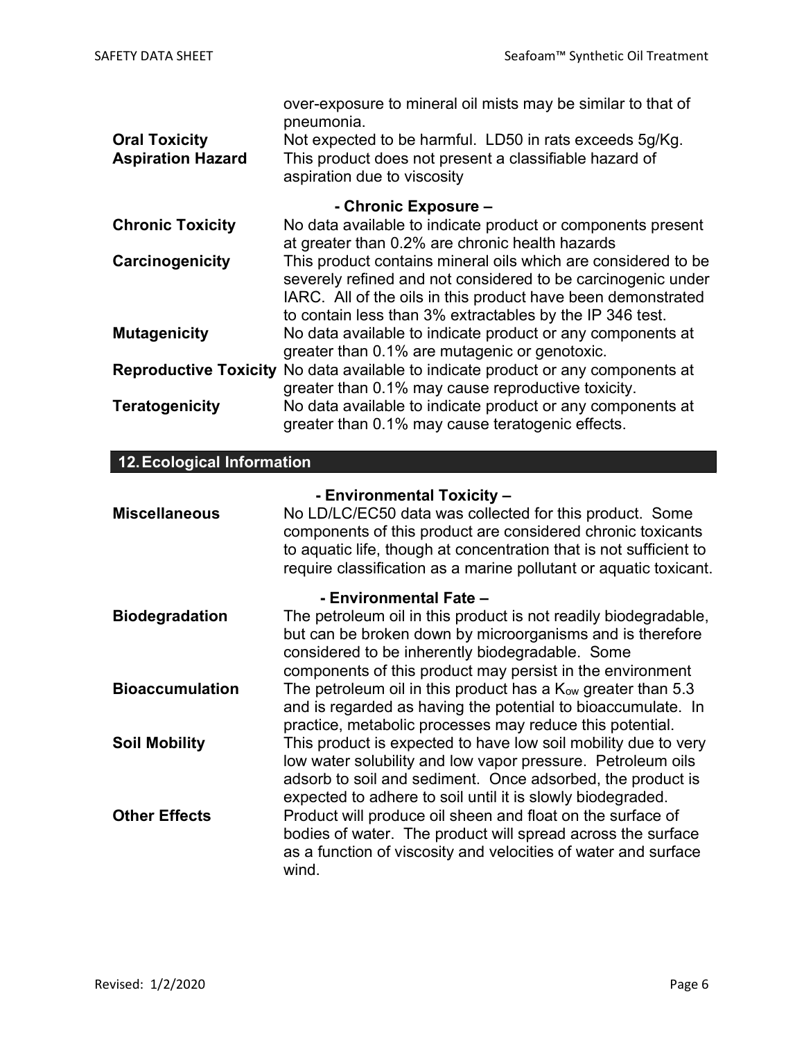over-exposure to mineral oil mists may be similar to that of pneumonia.

**Oral Toxicity** Not expected to be harmful. LD50 in rats exceeds 5g/Kg.

**Aspiration Hazard** This product does not present a classifiable hazard of aspiration due to viscosity

**- Chronic Exposure –**

**Chronic Toxicity** No data available to indicate product or components present at greater than 0.2% are chronic health hazards

**Carcinogenicity** This product contains mineral oils which are considered to be severely refined and not considered to be carcinogenic under IARC. All of the oils in this product have been demonstrated to contain less than 3% extractables by the IP 346 test.

**Mutagenicity** No data available to indicate product or any components at greater than 0.1% are mutagenic or genotoxic.

**Reproductive Toxicity** No data available to indicate product or any components at greater than 0.1% may cause reproductive toxicity.

**Teratogenicity** No data available to indicate product or any components at greater than 0.1% may cause teratogenic effects.

## 12. Ecological Information

**- Environmental Toxicity –**

**Miscellaneous** No LD/LC/EC50 data was collected for this product. Some components of this product are considered chronic toxicants to aquatic life, though at concentration that is not sufficient to require classification as a marine pollutant or aquatic toxicant.

**- Environmental Fate –**

**Biodegradation** The petroleum oil in this product is not readily biodegradable, but can be broken down by microorganisms and is therefore considered to be inherently biodegradable. Some components of this product may persist in the environment

**Bioaccumulation** The petroleum oil in this product has a $K_{ow}$ greater than 5.3 and is regarded as having the potential to bioaccumulate. In practice, metabolic processes may reduce this potential.

**Soil Mobility** This product is expected to have low soil mobility due to very low water solubility and low vapor pressure. Petroleum oils adsorb to soil and sediment. Once adsorbed, the product is expected to adhere to soil until it is slowly biodegraded.

**Other Effects** Product will produce oil sheen and float on the surface of bodies of water. The product will spread across the surface as a function of viscosity and velocities of water and surface wind.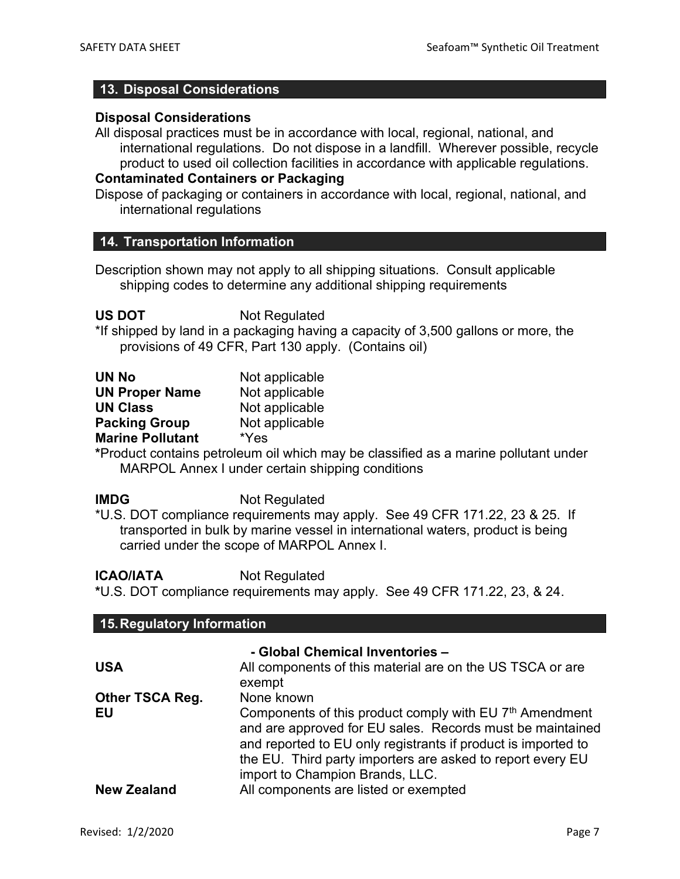## 13. Disposal Considerations

**Disposal Considerations**

All disposal practices must be in accordance with local, regional, national, and international regulations. Do not dispose in a landfill. Wherever possible, recycle product to used oil collection facilities in accordance with applicable regulations.

**Contaminated Containers or Packaging**

Dispose of packaging or containers in accordance with local, regional, national, and international regulations

## 14. Transportation Information

Description shown may not apply to all shipping situations. Consult applicable shipping codes to determine any additional shipping requirements

**US DOT** Not Regulated

*If shipped by land in a packaging having a capacity of 3,500 gallons or more, the provisions of 49 CFR, Part 130 apply. (Contains oil)

| | |
|---|---|
| **UN No** | Not applicable |
| **UN Proper Name** | Not applicable |
| **UN Class** | Not applicable |
| **Packing Group** | Not applicable |
| **Marine Pollutant** | *Yes |

***Product contains petroleum oil which may be classified as a marine pollutant under MARPOL Annex I under certain shipping conditions

**IMDG** Not Regulated

*U.S. DOT compliance requirements may apply. See 49 CFR 171.22, 23 & 25. If transported in bulk by marine vessel in international waters, product is being carried under the scope of MARPOL Annex I.

**ICAO/IATA** Not Regulated

***U.S. DOT compliance requirements may apply. See 49 CFR 171.22, 23, & 24.

## 15. Regulatory Information

**- Global Chemical Inventories –**

| | |
|---|---|
| **USA** | All components of this material are on the US TSCA or are exempt |
| **Other TSCA Reg.** | None known |
| **EU** | Components of this product comply with EU 7th Amendment and are approved for EU sales. Records must be maintained and reported to EU only registrants if product is imported to the EU. Third party importers are asked to report every EU import to Champion Brands, LLC. |
| **New Zealand** | All components are listed or exempted |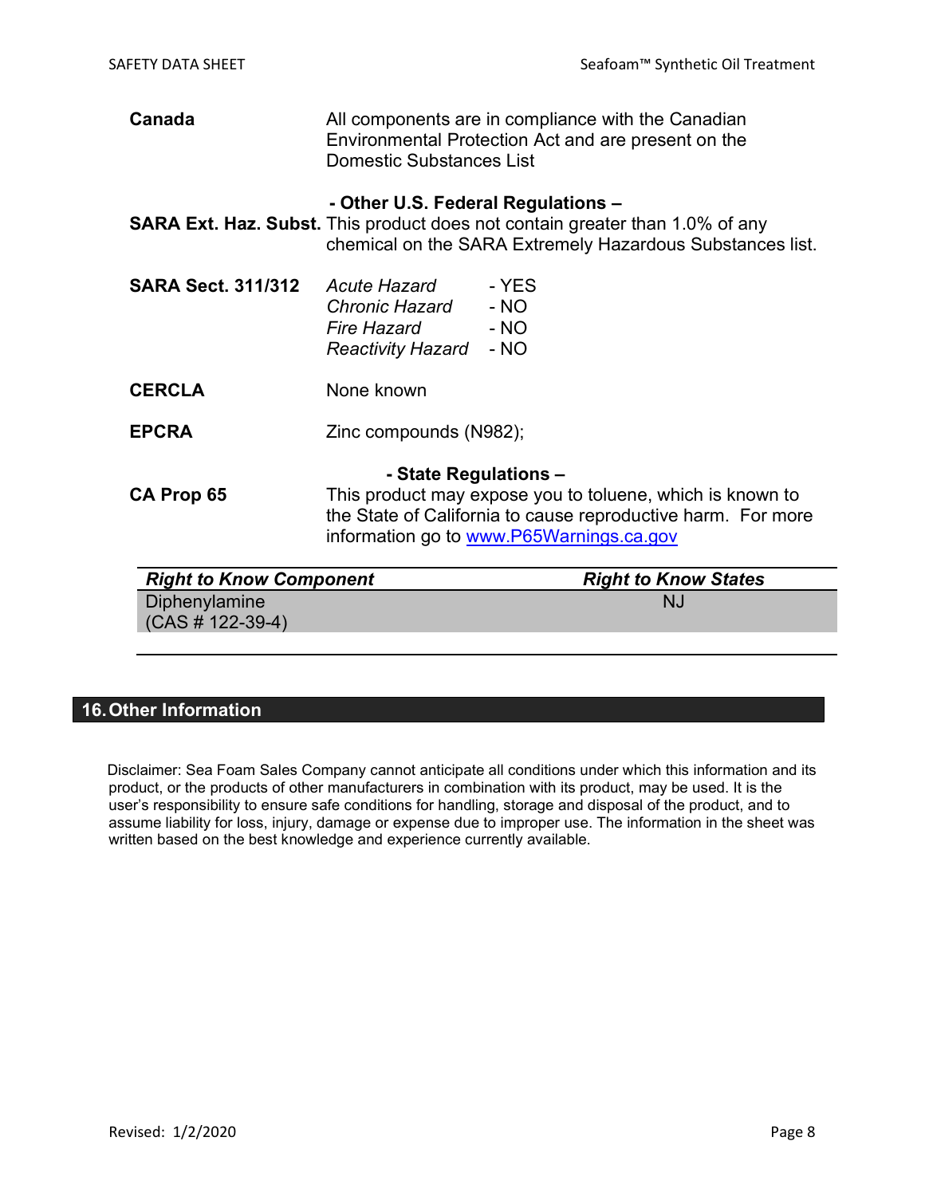**Canada** All components are in compliance with the Canadian Environmental Protection Act and are present on the Domestic Substances List

**- Other U.S. Federal Regulations –**

**SARA Ext. Haz. Subst.** This product does not contain greater than 1.0% of any chemical on the SARA Extremely Hazardous Substances list.

**SARA Sect. 311/312**

*Acute Hazard* - YES
*Chronic Hazard* - NO
*Fire Hazard* - NO
*Reactivity Hazard* - NO

**CERCLA** None known

**EPCRA** Zinc compounds (N982);

**- State Regulations –**

**CA Prop 65** This product may expose you to toluene, which is known to the State of California to cause reproductive harm. For more information go to www.P65Warnings.ca.gov

| ***Right to Know Component*** | ***Right to Know States*** |
|---|---|
| Diphenylamine (CAS # 122-39-4) | NJ |

## 16. Other Information

Disclaimer: Sea Foam Sales Company cannot anticipate all conditions under which this information and its product, or the products of other manufacturers in combination with its product, may be used. It is the user's responsibility to ensure safe conditions for handling, storage and disposal of the product, and to assume liability for loss, injury, damage or expense due to improper use. The information in the sheet was written based on the best knowledge and experience currently available.

Revised: 1/2/2020